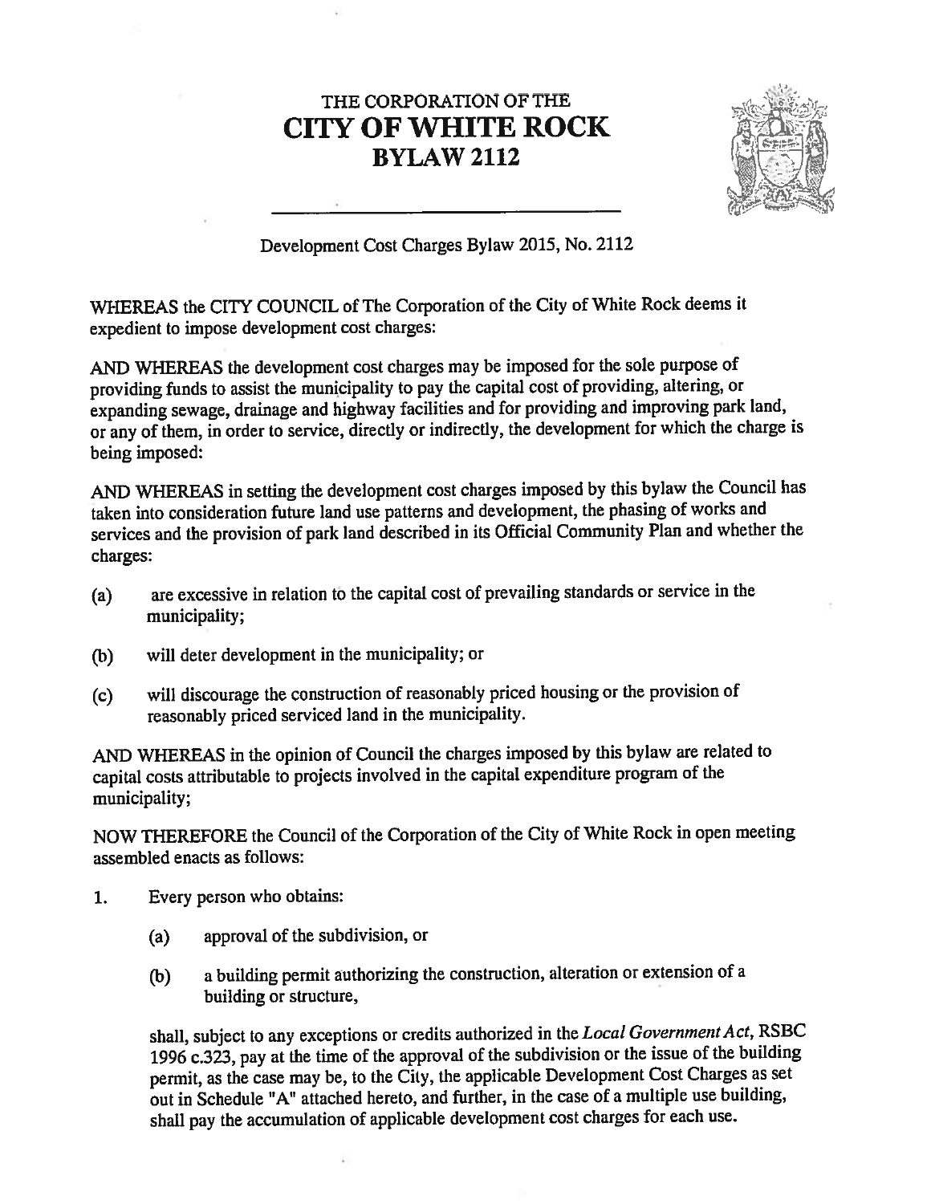# THE CORPORATION OF THE
# CITY OF WHITE ROCK
# BYLAW 2112

Development Cost Charges Bylaw 2015, No. 2112

WHEREAS the CITY COUNCIL of The Corporation of the City of White Rock deems it expedient to impose development cost charges:

AND WHEREAS the development cost charges may be imposed for the sole purpose of providing funds to assist the municipality to pay the capital cost of providing, altering, or expanding sewage, drainage and highway facilities and for providing and improving park land, or any of them, in order to service, directly or indirectly, the development for which the charge is being imposed:

AND WHEREAS in setting the development cost charges imposed by this bylaw the Council has taken into consideration future land use patterns and development, the phasing of works and services and the provision of park land described in its Official Community Plan and whether the charges:

(a) are excessive in relation to the capital cost of prevailing standards or service in the municipality;

(b) will deter development in the municipality; or

(c) will discourage the construction of reasonably priced housing or the provision of reasonably priced serviced land in the municipality.

AND WHEREAS in the opinion of Council the charges imposed by this bylaw are related to capital costs attributable to projects involved in the capital expenditure program of the municipality;

NOW THEREFORE the Council of the Corporation of the City of White Rock in open meeting assembled enacts as follows:

1. Every person who obtains:

   (a) approval of the subdivision, or

   (b) a building permit authorizing the construction, alteration or extension of a building or structure,

   shall, subject to any exceptions or credits authorized in the *Local Government Act*, RSBC 1996 c.323, pay at the time of the approval of the subdivision or the issue of the building permit, as the case may be, to the City, the applicable Development Cost Charges as set out in Schedule "A" attached hereto, and further, in the case of a multiple use building, shall pay the accumulation of applicable development cost charges for each use.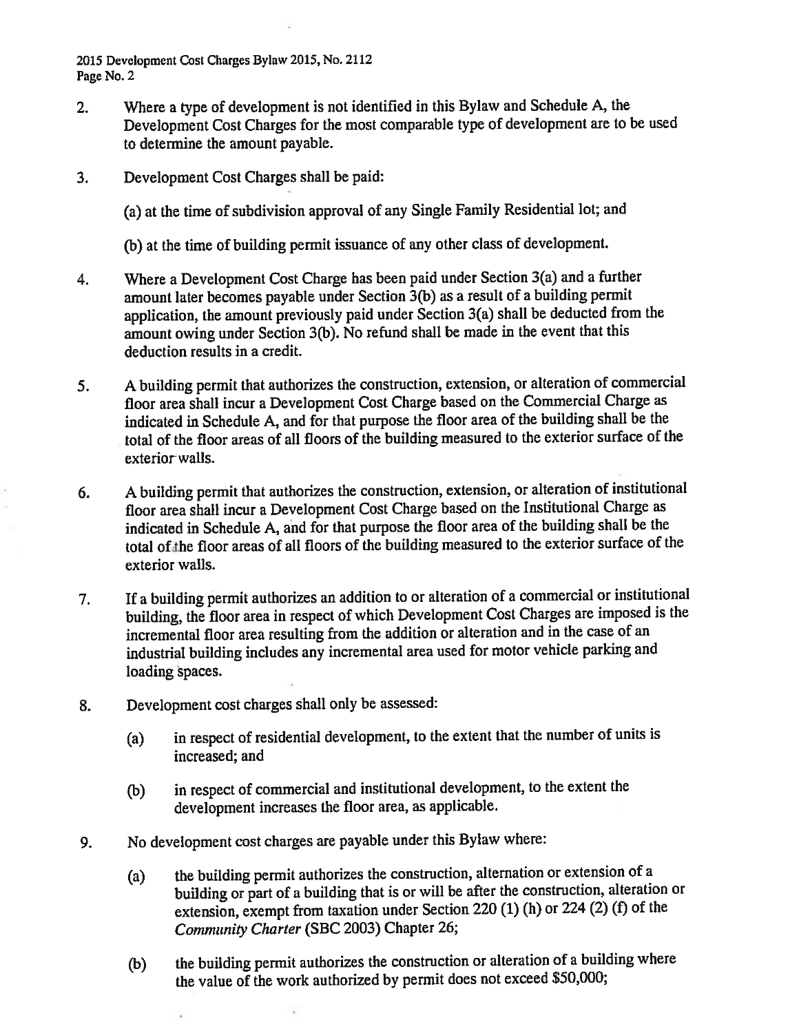2. Where a type of development is not identified in this Bylaw and Schedule A, the Development Cost Charges for the most comparable type of development are to be used to determine the amount payable.

3. Development Cost Charges shall be paid:

   (a) at the time of subdivision approval of any Single Family Residential lot; and

   (b) at the time of building permit issuance of any other class of development.

4. Where a Development Cost Charge has been paid under Section 3(a) and a further amount later becomes payable under Section 3(b) as a result of a building permit application, the amount previously paid under Section 3(a) shall be deducted from the amount owing under Section 3(b). No refund shall be made in the event that this deduction results in a credit.

5. A building permit that authorizes the construction, extension, or alteration of commercial floor area shall incur a Development Cost Charge based on the Commercial Charge as indicated in Schedule A, and for that purpose the floor area of the building shall be the total of the floor areas of all floors of the building measured to the exterior surface of the exterior walls.

6. A building permit that authorizes the construction, extension, or alteration of institutional floor area shall incur a Development Cost Charge based on the Institutional Charge as indicated in Schedule A, and for that purpose the floor area of the building shall be the total of the floor areas of all floors of the building measured to the exterior surface of the exterior walls.

7. If a building permit authorizes an addition to or alteration of a commercial or institutional building, the floor area in respect of which Development Cost Charges are imposed is the incremental floor area resulting from the addition or alteration and in the case of an industrial building includes any incremental area used for motor vehicle parking and loading spaces.

8. Development cost charges shall only be assessed:

   (a) in respect of residential development, to the extent that the number of units is increased; and

   (b) in respect of commercial and institutional development, to the extent the development increases the floor area, as applicable.

9. No development cost charges are payable under this Bylaw where:

   (a) the building permit authorizes the construction, alternation or extension of a building or part of a building that is or will be after the construction, alteration or extension, exempt from taxation under Section 220 (1) (h) or 224 (2) (f) of the *Community Charter* (SBC 2003) Chapter 26;

   (b) the building permit authorizes the construction or alteration of a building where the value of the work authorized by permit does not exceed $50,000;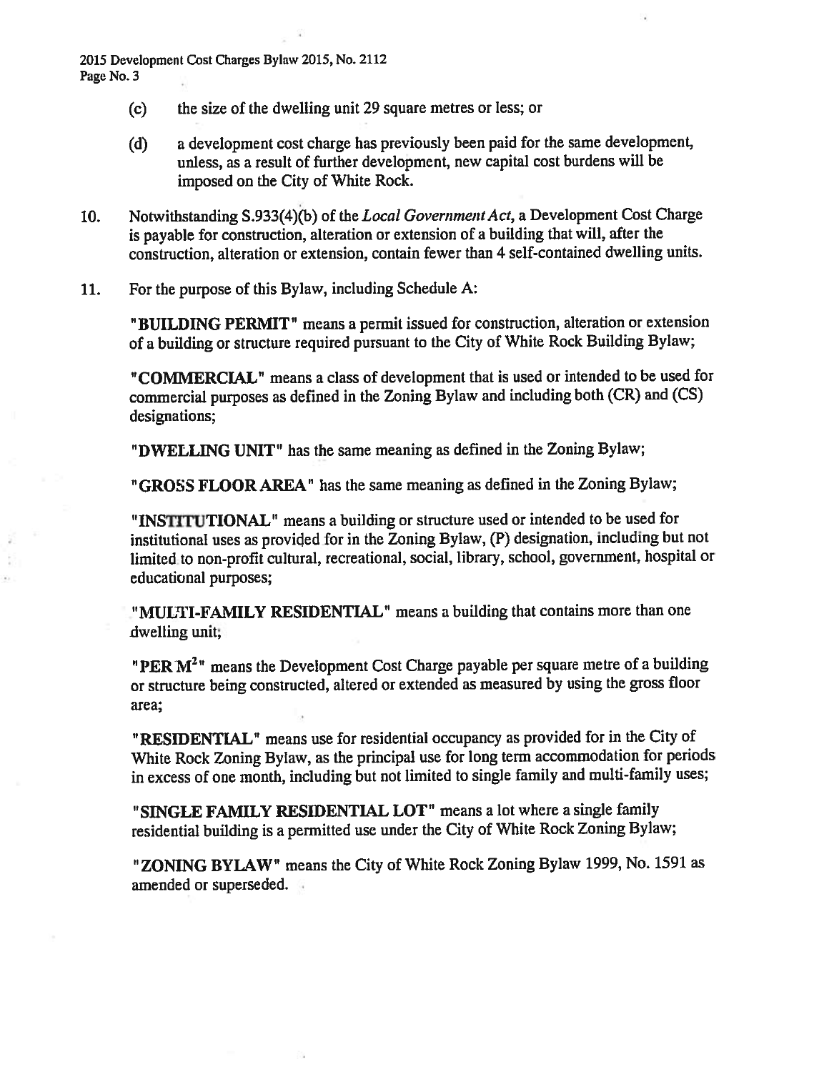(c) the size of the dwelling unit 29 square metres or less; or

(d) a development cost charge has previously been paid for the same development, unless, as a result of further development, new capital cost burdens will be imposed on the City of White Rock.

10. Notwithstanding S.933(4)(b) of the *Local Government Act*, a Development Cost Charge is payable for construction, alteration or extension of a building that will, after the construction, alteration or extension, contain fewer than 4 self-contained dwelling units.

11. For the purpose of this Bylaw, including Schedule A:

**"BUILDING PERMIT"** means a permit issued for construction, alteration or extension of a building or structure required pursuant to the City of White Rock Building Bylaw;

**"COMMERCIAL"** means a class of development that is used or intended to be used for commercial purposes as defined in the Zoning Bylaw and including both (CR) and (CS) designations;

**"DWELLING UNIT"** has the same meaning as defined in the Zoning Bylaw;

**"GROSS FLOOR AREA"** has the same meaning as defined in the Zoning Bylaw;

**"INSTITUTIONAL"** means a building or structure used or intended to be used for institutional uses as provided for in the Zoning Bylaw, (P) designation, including but not limited to non-profit cultural, recreational, social, library, school, government, hospital or educational purposes;

**"MULTI-FAMILY RESIDENTIAL"** means a building that contains more than one dwelling unit;

**"PER $M^2$"** means the Development Cost Charge payable per square metre of a building or structure being constructed, altered or extended as measured by using the gross floor area;

**"RESIDENTIAL"** means use for residential occupancy as provided for in the City of White Rock Zoning Bylaw, as the principal use for long term accommodation for periods in excess of one month, including but not limited to single family and multi-family uses;

**"SINGLE FAMILY RESIDENTIAL LOT"** means a lot where a single family residential building is a permitted use under the City of White Rock Zoning Bylaw;

**"ZONING BYLAW"** means the City of White Rock Zoning Bylaw 1999, No. 1591 as amended or superseded.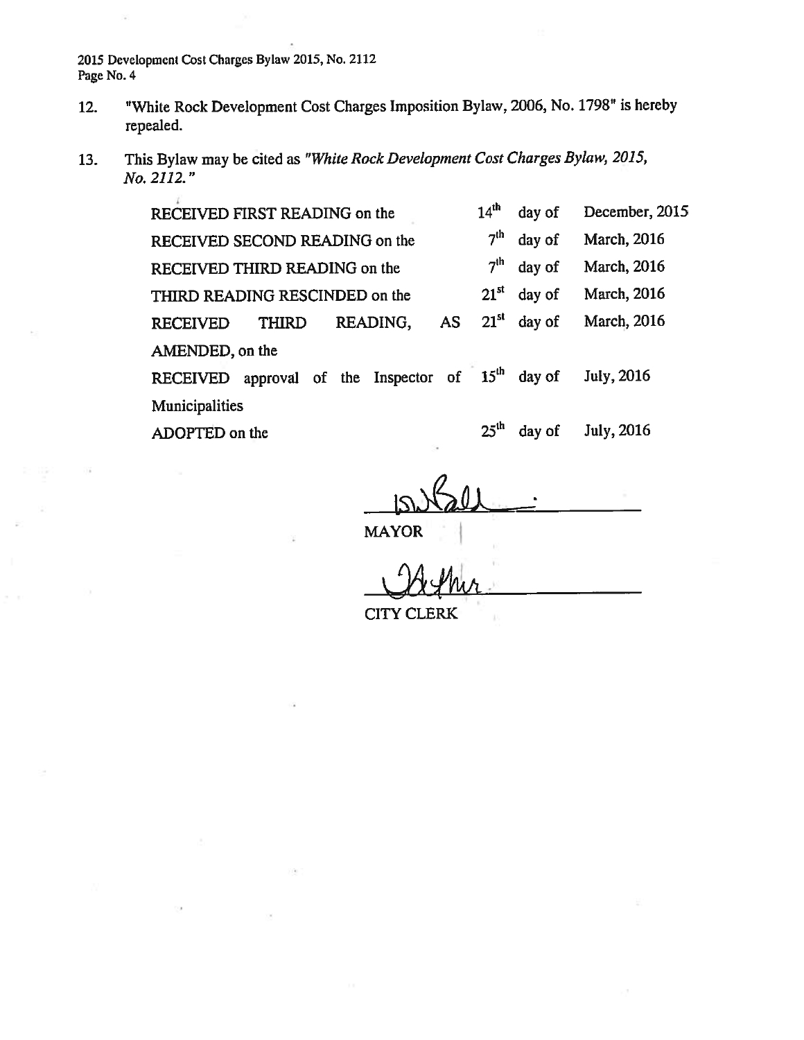12. "White Rock Development Cost Charges Imposition Bylaw, 2006, No. 1798" is hereby repealed.

13. This Bylaw may be cited as *"White Rock Development Cost Charges Bylaw, 2015, No. 2112."*

| | | | |
|---|---|---|---|
| RECEIVED FIRST READING on the | 14th | day of | December, 2015 |
| RECEIVED SECOND READING on the | 7th | day of | March, 2016 |
| RECEIVED THIRD READING on the | 7th | day of | March, 2016 |
| THIRD READING RESCINDED on the | 21st | day of | March, 2016 |
| RECEIVED THIRD READING, AS AMENDED, on the | 21st | day of | March, 2016 |
| RECEIVED approval of the Inspector of Municipalities | 15th | day of | July, 2016 |
| ADOPTED on the | 25th | day of | July, 2016 |

MAYOR

CITY CLERK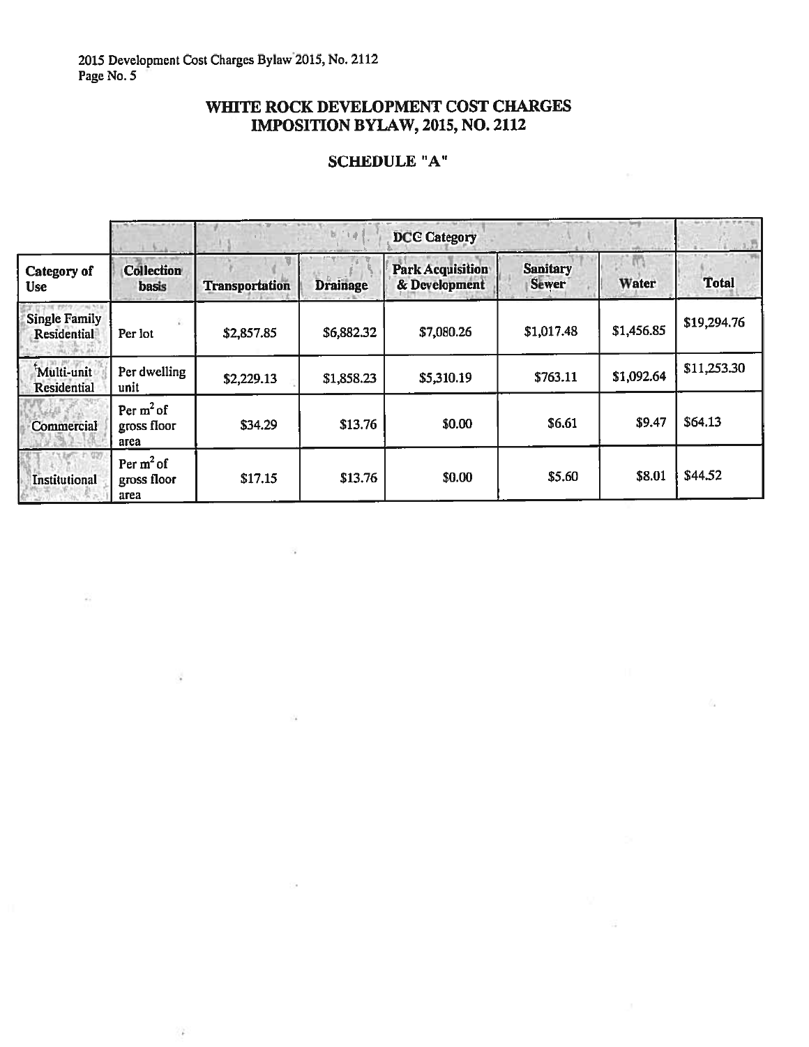2015 Development Cost Charges Bylaw 2015, No. 2112
Page No. 5

# WHITE ROCK DEVELOPMENT COST CHARGES IMPOSITION BYLAW, 2015, NO. 2112

## SCHEDULE "A"

| | | DCC Category | | | | | |
|---|---|---|---|---|---|---|---|
| **Category of Use** | **Collection basis** | **Transportation** | **Drainage** | **Park Acquisition & Development** | **Sanitary Sewer** | **Water** | **Total** |
| **Single Family Residential** | Per lot | \$2,857.85 | \$6,882.32 | \$7,080.26 | \$1,017.48 | \$1,456.85 | \$19,294.76 |
| **Multi-unit Residential** | Per dwelling unit | \$2,229.13 | \$1,858.23 | \$5,310.19 | \$763.11 | \$1,092.64 | \$11,253.30 |
| **Commercial** | Per $m^2$ of gross floor area | \$34.29 | \$13.76 | \$0.00 | \$6.61 | \$9.47 | \$64.13 |
| **Institutional** | Per $m^2$ of gross floor area | \$17.15 | \$13.76 | \$0.00 | \$5.60 | \$8.01 | \$44.52 |